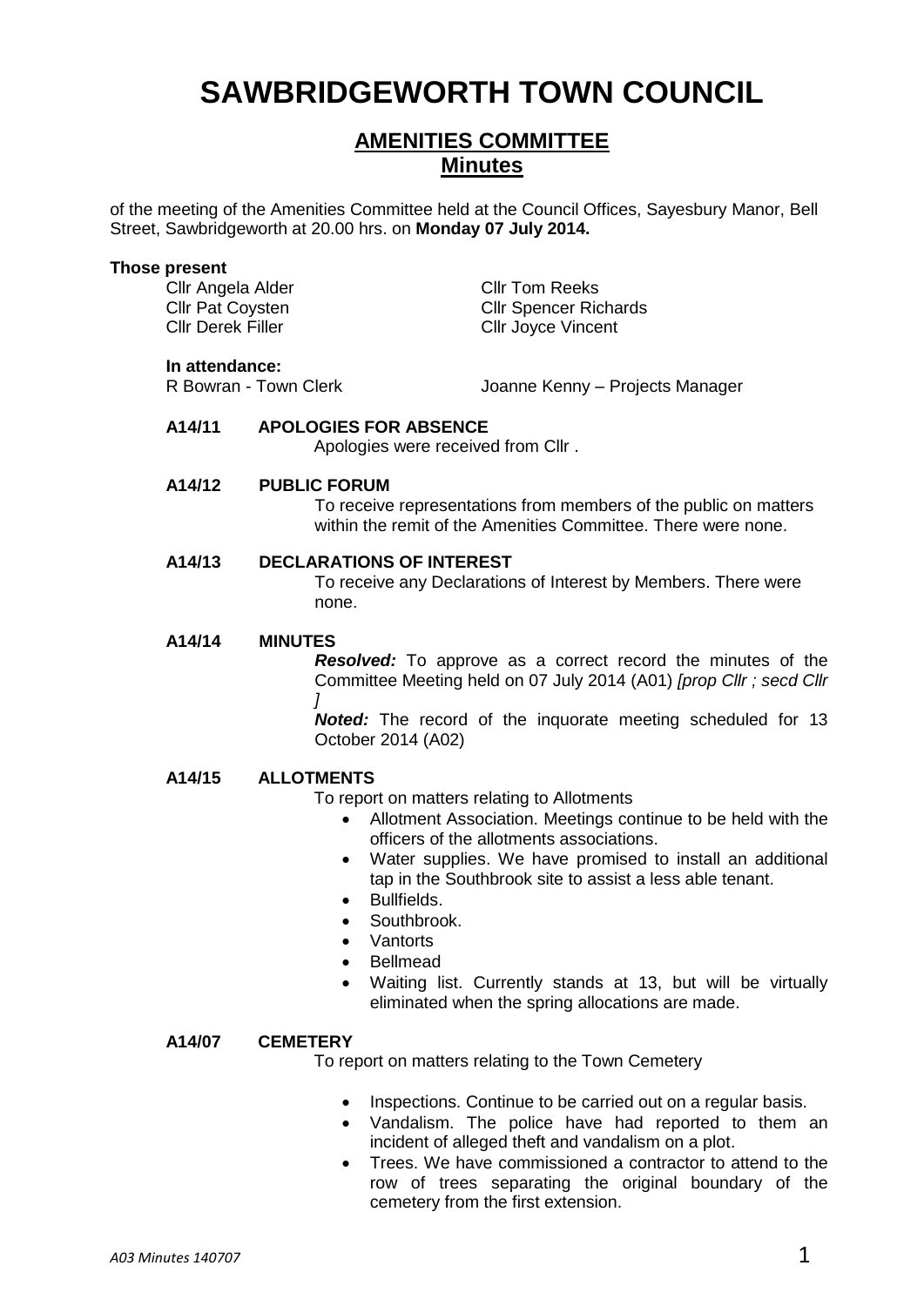# SAWBRIDGEWORTH TOWN COUNCIL

## AMENITIES COMMITTEE
## Minutes

of the meeting of the Amenities Committee held at the Council Offices, Sayesbury Manor, Bell Street, Sawbridgeworth at 20.00 hrs. on **Monday 07 July 2014.**

**Those present**

Cllr Angela Alder
Cllr Pat Coysten
Cllr Derek Filler
Cllr Tom Reeks
Cllr Spencer Richards
Cllr Joyce Vincent

**In attendance:**

R Bowran - Town Clerk
Joanne Kenny – Projects Manager

**A14/11 APOLOGIES FOR ABSENCE**

Apologies were received from Cllr .

**A14/12 PUBLIC FORUM**

To receive representations from members of the public on matters within the remit of the Amenities Committee. There were none.

**A14/13 DECLARATIONS OF INTEREST**

To receive any Declarations of Interest by Members. There were none.

**A14/14 MINUTES**

***Resolved:*** To approve as a correct record the minutes of the Committee Meeting held on 07 July 2014 (A01) *[prop Cllr ; secd Cllr ]*

***Noted:*** The record of the inquorate meeting scheduled for 13 October 2014 (A02)

**A14/15 ALLOTMENTS**

To report on matters relating to Allotments

- Allotment Association. Meetings continue to be held with the officers of the allotments associations.
- Water supplies. We have promised to install an additional tap in the Southbrook site to assist a less able tenant.
- Bullfields.
- Southbrook.
- Vantorts
- Bellmead
- Waiting list. Currently stands at 13, but will be virtually eliminated when the spring allocations are made.

**A14/07 CEMETERY**

To report on matters relating to the Town Cemetery

- Inspections. Continue to be carried out on a regular basis.
- Vandalism. The police have had reported to them an incident of alleged theft and vandalism on a plot.
- Trees. We have commissioned a contractor to attend to the row of trees separating the original boundary of the cemetery from the first extension.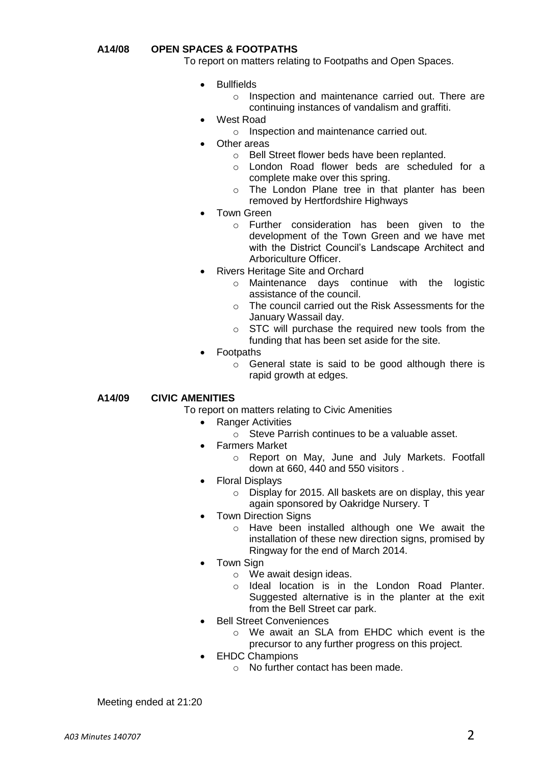**A14/08 OPEN SPACES & FOOTPATHS**

To report on matters relating to Footpaths and Open Spaces.

- Bullfields
  - Inspection and maintenance carried out. There are continuing instances of vandalism and graffiti.
- West Road
  - Inspection and maintenance carried out.
- Other areas
  - Bell Street flower beds have been replanted.
  - London Road flower beds are scheduled for a complete make over this spring.
  - The London Plane tree in that planter has been removed by Hertfordshire Highways
- Town Green
  - Further consideration has been given to the development of the Town Green and we have met with the District Council's Landscape Architect and Arboriculture Officer.
- Rivers Heritage Site and Orchard
  - Maintenance days continue with the logistic assistance of the council.
  - The council carried out the Risk Assessments for the January Wassail day.
  - STC will purchase the required new tools from the funding that has been set aside for the site.
- Footpaths
  - General state is said to be good although there is rapid growth at edges.

**A14/09 CIVIC AMENITIES**

To report on matters relating to Civic Amenities

- Ranger Activities
  - Steve Parrish continues to be a valuable asset.
- Farmers Market
  - Report on May, June and July Markets. Footfall down at 660, 440 and 550 visitors .
- Floral Displays
  - Display for 2015. All baskets are on display, this year again sponsored by Oakridge Nursery. T
- Town Direction Signs
  - Have been installed although one We await the installation of these new direction signs, promised by Ringway for the end of March 2014.
- Town Sign
  - We await design ideas.
  - Ideal location is in the London Road Planter. Suggested alternative is in the planter at the exit from the Bell Street car park.
- Bell Street Conveniences
  - We await an SLA from EHDC which event is the precursor to any further progress on this project.
- EHDC Champions
  - No further contact has been made.

Meeting ended at 21:20